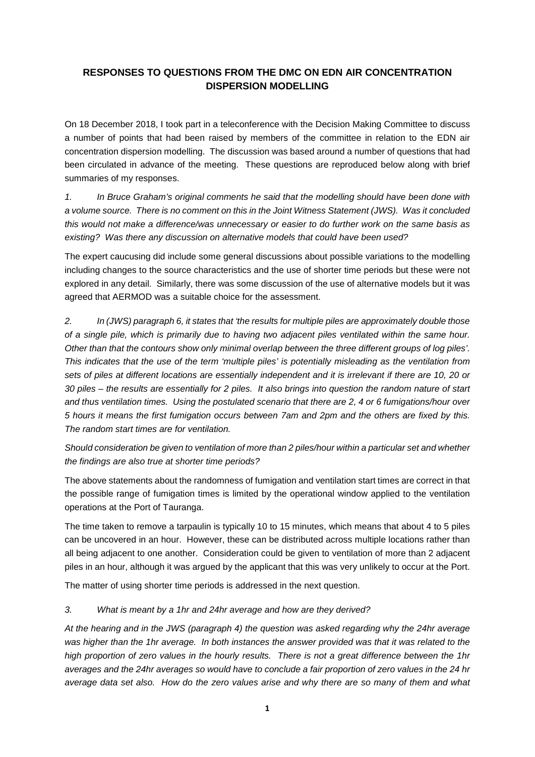# RESPONSES TO QUESTIONS FROM THE DMC ON EDN AIR CONCENTRATION DISPERSION MODELLING

On 18 December 2018, I took part in a teleconference with the Decision Making Committee to discuss a number of points that had been raised by members of the committee in relation to the EDN air concentration dispersion modelling. The discussion was based around a number of questions that had been circulated in advance of the meeting. These questions are reproduced below along with brief summaries of my responses.

*1. In Bruce Graham's original comments he said that the modelling should have been done with a volume source. There is no comment on this in the Joint Witness Statement (JWS). Was it concluded this would not make a difference/was unnecessary or easier to do further work on the same basis as existing? Was there any discussion on alternative models that could have been used?*

The expert caucusing did include some general discussions about possible variations to the modelling including changes to the source characteristics and the use of shorter time periods but these were not explored in any detail. Similarly, there was some discussion of the use of alternative models but it was agreed that AERMOD was a suitable choice for the assessment.

*2. In (JWS) paragraph 6, it states that 'the results for multiple piles are approximately double those of a single pile, which is primarily due to having two adjacent piles ventilated within the same hour. Other than that the contours show only minimal overlap between the three different groups of log piles'. This indicates that the use of the term 'multiple piles' is potentially misleading as the ventilation from sets of piles at different locations are essentially independent and it is irrelevant if there are 10, 20 or 30 piles – the results are essentially for 2 piles. It also brings into question the random nature of start and thus ventilation times. Using the postulated scenario that there are 2, 4 or 6 fumigations/hour over 5 hours it means the first fumigation occurs between 7am and 2pm and the others are fixed by this. The random start times are for ventilation.*

*Should consideration be given to ventilation of more than 2 piles/hour within a particular set and whether the findings are also true at shorter time periods?*

The above statements about the randomness of fumigation and ventilation start times are correct in that the possible range of fumigation times is limited by the operational window applied to the ventilation operations at the Port of Tauranga.

The time taken to remove a tarpaulin is typically 10 to 15 minutes, which means that about 4 to 5 piles can be uncovered in an hour. However, these can be distributed across multiple locations rather than all being adjacent to one another. Consideration could be given to ventilation of more than 2 adjacent piles in an hour, although it was argued by the applicant that this was very unlikely to occur at the Port.

The matter of using shorter time periods is addressed in the next question.

*3. What is meant by a 1hr and 24hr average and how are they derived?*

*At the hearing and in the JWS (paragraph 4) the question was asked regarding why the 24hr average was higher than the 1hr average. In both instances the answer provided was that it was related to the high proportion of zero values in the hourly results. There is not a great difference between the 1hr averages and the 24hr averages so would have to conclude a fair proportion of zero values in the 24 hr average data set also. How do the zero values arise and why there are so many of them and what*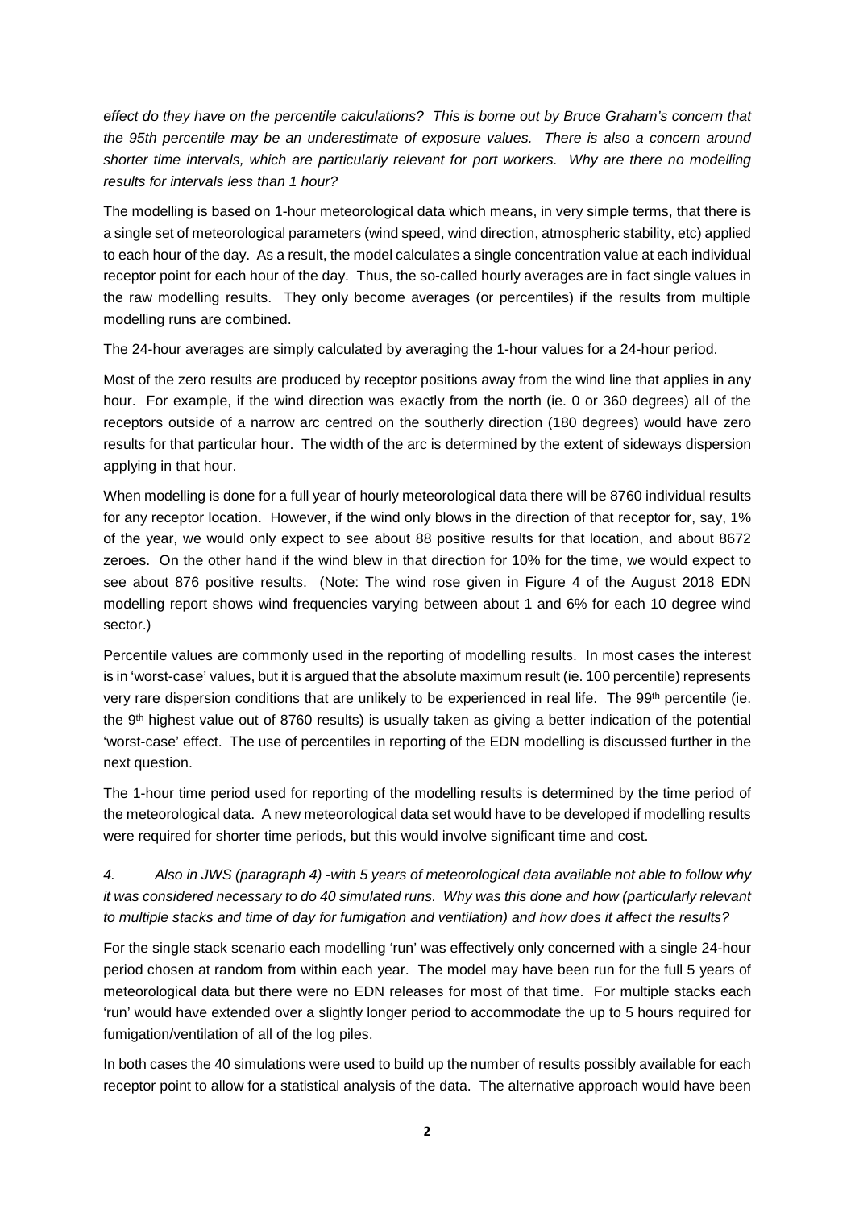*effect do they have on the percentile calculations? This is borne out by Bruce Graham's concern that the 95th percentile may be an underestimate of exposure values. There is also a concern around shorter time intervals, which are particularly relevant for port workers. Why are there no modelling results for intervals less than 1 hour?*

The modelling is based on 1-hour meteorological data which means, in very simple terms, that there is a single set of meteorological parameters (wind speed, wind direction, atmospheric stability, etc) applied to each hour of the day. As a result, the model calculates a single concentration value at each individual receptor point for each hour of the day. Thus, the so-called hourly averages are in fact single values in the raw modelling results. They only become averages (or percentiles) if the results from multiple modelling runs are combined.

The 24-hour averages are simply calculated by averaging the 1-hour values for a 24-hour period.

Most of the zero results are produced by receptor positions away from the wind line that applies in any hour. For example, if the wind direction was exactly from the north (ie. 0 or 360 degrees) all of the receptors outside of a narrow arc centred on the southerly direction (180 degrees) would have zero results for that particular hour. The width of the arc is determined by the extent of sideways dispersion applying in that hour.

When modelling is done for a full year of hourly meteorological data there will be 8760 individual results for any receptor location. However, if the wind only blows in the direction of that receptor for, say, 1% of the year, we would only expect to see about 88 positive results for that location, and about 8672 zeroes. On the other hand if the wind blew in that direction for 10% for the time, we would expect to see about 876 positive results. (Note: The wind rose given in Figure 4 of the August 2018 EDN modelling report shows wind frequencies varying between about 1 and 6% for each 10 degree wind sector.)

Percentile values are commonly used in the reporting of modelling results. In most cases the interest is in 'worst-case' values, but it is argued that the absolute maximum result (ie. 100 percentile) represents very rare dispersion conditions that are unlikely to be experienced in real life. The 99th percentile (ie. the 9th highest value out of 8760 results) is usually taken as giving a better indication of the potential 'worst-case' effect. The use of percentiles in reporting of the EDN modelling is discussed further in the next question.

The 1-hour time period used for reporting of the modelling results is determined by the time period of the meteorological data. A new meteorological data set would have to be developed if modelling results were required for shorter time periods, but this would involve significant time and cost.

*4. Also in JWS (paragraph 4) -with 5 years of meteorological data available not able to follow why it was considered necessary to do 40 simulated runs. Why was this done and how (particularly relevant to multiple stacks and time of day for fumigation and ventilation) and how does it affect the results?*

For the single stack scenario each modelling 'run' was effectively only concerned with a single 24-hour period chosen at random from within each year. The model may have been run for the full 5 years of meteorological data but there were no EDN releases for most of that time. For multiple stacks each 'run' would have extended over a slightly longer period to accommodate the up to 5 hours required for fumigation/ventilation of all of the log piles.

In both cases the 40 simulations were used to build up the number of results possibly available for each receptor point to allow for a statistical analysis of the data. The alternative approach would have been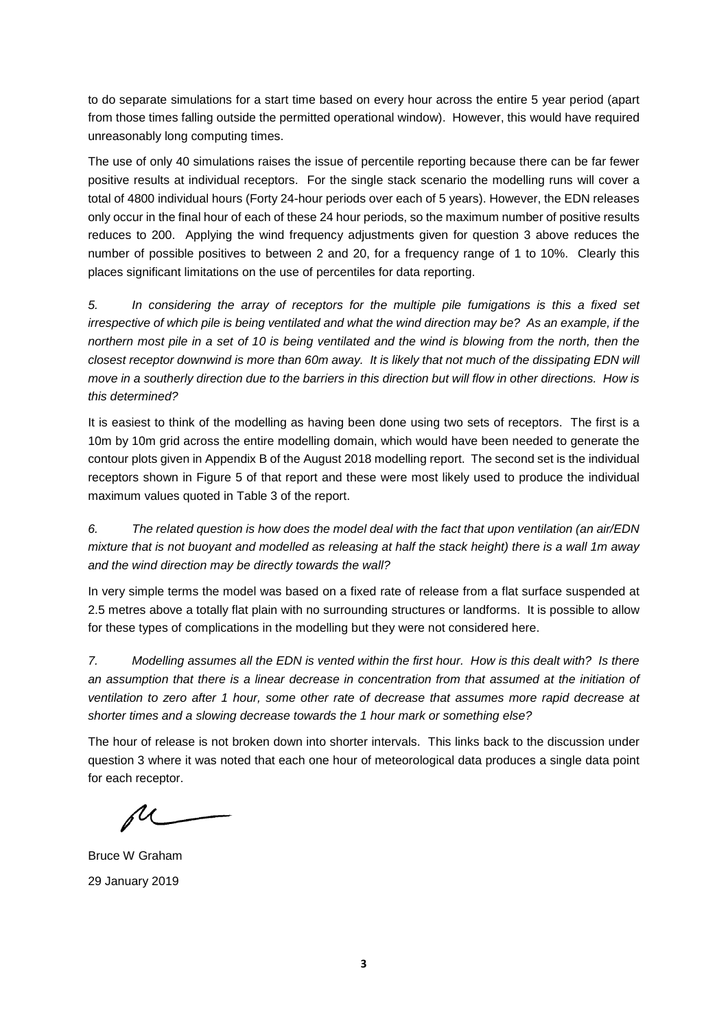to do separate simulations for a start time based on every hour across the entire 5 year period (apart from those times falling outside the permitted operational window). However, this would have required unreasonably long computing times.

The use of only 40 simulations raises the issue of percentile reporting because there can be far fewer positive results at individual receptors. For the single stack scenario the modelling runs will cover a total of 4800 individual hours (Forty 24-hour periods over each of 5 years). However, the EDN releases only occur in the final hour of each of these 24 hour periods, so the maximum number of positive results reduces to 200. Applying the wind frequency adjustments given for question 3 above reduces the number of possible positives to between 2 and 20, for a frequency range of 1 to 10%. Clearly this places significant limitations on the use of percentiles for data reporting.

*5. In considering the array of receptors for the multiple pile fumigations is this a fixed set irrespective of which pile is being ventilated and what the wind direction may be? As an example, if the northern most pile in a set of 10 is being ventilated and the wind is blowing from the north, then the closest receptor downwind is more than 60m away. It is likely that not much of the dissipating EDN will move in a southerly direction due to the barriers in this direction but will flow in other directions. How is this determined?*

It is easiest to think of the modelling as having been done using two sets of receptors. The first is a 10m by 10m grid across the entire modelling domain, which would have been needed to generate the contour plots given in Appendix B of the August 2018 modelling report. The second set is the individual receptors shown in Figure 5 of that report and these were most likely used to produce the individual maximum values quoted in Table 3 of the report.

*6. The related question is how does the model deal with the fact that upon ventilation (an air/EDN mixture that is not buoyant and modelled as releasing at half the stack height) there is a wall 1m away and the wind direction may be directly towards the wall?*

In very simple terms the model was based on a fixed rate of release from a flat surface suspended at 2.5 metres above a totally flat plain with no surrounding structures or landforms. It is possible to allow for these types of complications in the modelling but they were not considered here.

*7. Modelling assumes all the EDN is vented within the first hour. How is this dealt with? Is there an assumption that there is a linear decrease in concentration from that assumed at the initiation of ventilation to zero after 1 hour, some other rate of decrease that assumes more rapid decrease at shorter times and a slowing decrease towards the 1 hour mark or something else?*

The hour of release is not broken down into shorter intervals. This links back to the discussion under question 3 where it was noted that each one hour of meteorological data produces a single data point for each receptor.

Bruce W Graham

29 January 2019